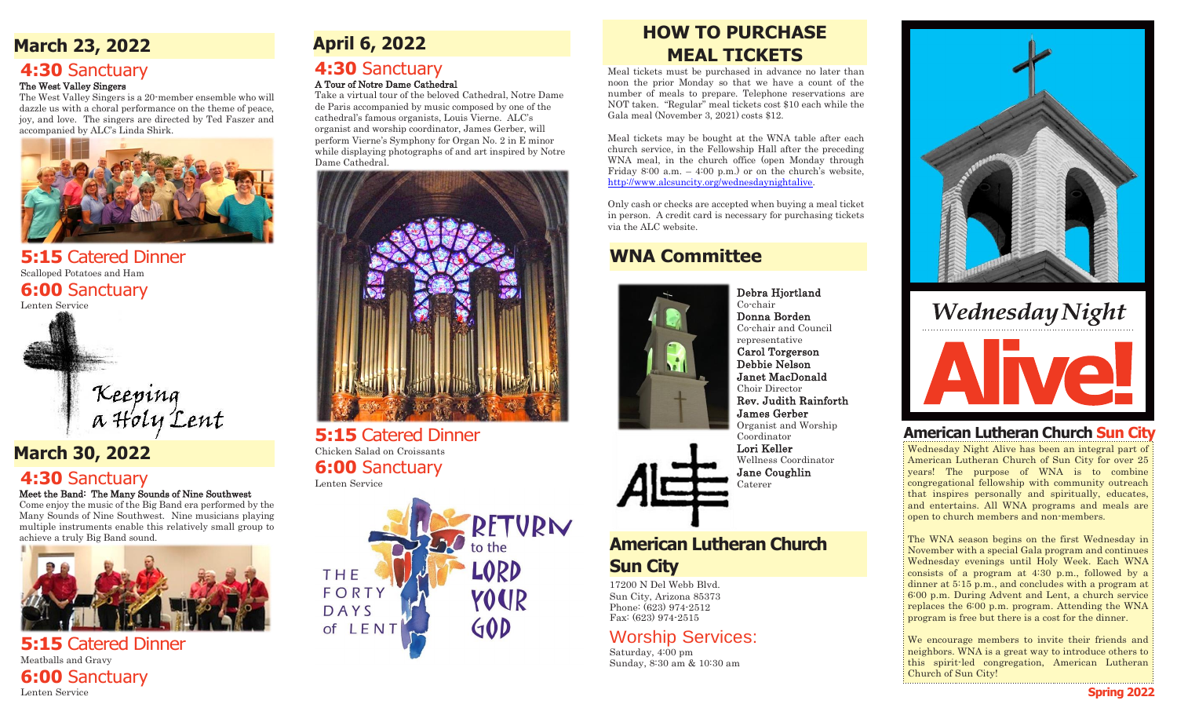## March 23, 2022

### **4:30** Sanctuary

**The West Valley Singers**

The West Valley Singers is a 20-member ensemble who will dazzle us with a choral performance on the theme of peace, joy, and love. The singers are directed by Ted Faszer and accompanied by ALC's Linda Shirk.

### **5:15** Catered Dinner

Scalloped Potatoes and Ham

### **6:00** Sanctuary

Lenten Service

*Keeping a Holy Lent*

## March 30, 2022

### **4:30** Sanctuary

**Meet the Band: The Many Sounds of Nine Southwest**

Come enjoy the music of the Big Band era performed by the Many Sounds of Nine Southwest. Nine musicians playing multiple instruments enable this relatively small group to achieve a truly Big Band sound.

### **5:15** Catered Dinner

Meatballs and Gravy

### **6:00** Sanctuary

Lenten Service

## April 6, 2022

### **4:30** Sanctuary

**A Tour of Notre Dame Cathedral**

Take a virtual tour of the beloved Cathedral, Notre Dame de Paris accompanied by music composed by one of the cathedral's famous organists, Louis Vierne. ALC's organist and worship coordinator, James Gerber, will perform Vierne's Symphony for Organ No. 2 in E minor while displaying photographs of and art inspired by Notre Dame Cathedral.

### **5:15** Catered Dinner

Chicken Salad on Croissants

### **6:00** Sanctuary

Lenten Service

THE FORTY DAYS of LENT — RETURN to the LORD YOUR GOD

## HOW TO PURCHASE MEAL TICKETS

Meal tickets must be purchased in advance no later than noon the prior Monday so that we have a count of the number of meals to prepare. Telephone reservations are NOT taken. "Regular" meal tickets cost $10 each while the Gala meal (November 3, 2021) costs $12.

Meal tickets may be bought at the WNA table after each church service, in the Fellowship Hall after the preceding WNA meal, in the church office (open Monday through Friday 8:00 a.m. – 4:00 p.m.) or on the church's website, http://www.alcsuncity.org/wednesdaynightalive.

Only cash or checks are accepted when buying a meal ticket in person. A credit card is necessary for purchasing tickets via the ALC website.

## WNA Committee

**Debra Hjortland**
Co-chair
**Donna Borden**
Co-chair and Council representative
**Carol Torgerson**
**Debbie Nelson**
**Janet MacDonald**
Choir Director
**Rev. Judith Rainforth**
**James Gerber**
Organist and Worship Coordinator
**Lori Keller**
Wellness Coordinator
**Jane Coughlin**
Caterer

## American Lutheran Church Sun City

17200 N Del Webb Blvd.
Sun City, Arizona 85373
Phone: (623) 974-2512
Fax: (623) 974-2515

### Worship Services:

Saturday, 4:00 pm
Sunday, 8:30 am & 10:30 am

# *Wednesday Night* Alive!

## American Lutheran Church Sun City

Wednesday Night Alive has been an integral part of American Lutheran Church of Sun City for over 25 years! The purpose of WNA is to combine church fellowship with community outreach that inspires personally and spiritually, educates, and entertains. All WNA programs and meals are open to church members and non-members.

The WNA season begins on the first Wednesday in November with a special Gala program and continues Wednesday evenings until Holy Week. Each WNA consists of a program at 4:30 p.m., followed by a dinner at 5:15 p.m., and concludes with a program at 6:00 p.m. During Advent and Lent, a church service replaces the 6:00 p.m. program. Attending the WNA program is free but there is a cost for the dinner.

We encourage members to invite their friends and neighbors. WNA is a great way to introduce others to this spirit-led congregation, American Lutheran Church of Sun City!

**Spring 2022**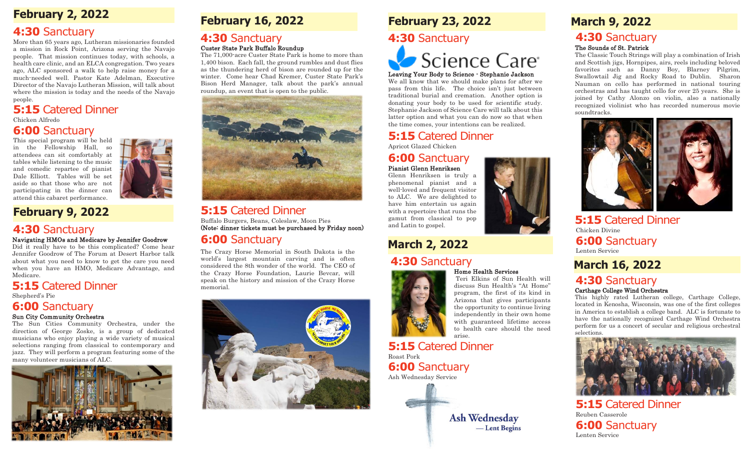## February 2, 2022

### 4:30 Sanctuary

More than 65 years ago, Lutheran missionaries founded a mission in Rock Point, Arizona serving the Navajo people. That mission continues today, with schools, a health care clinic, and an ELCA congregation. Two years ago, ALC sponsored a walk to help raise money for a much-needed well. Pastor Kate Adelman, Executive Director of the Navajo Lutheran Mission, will talk about where the mission is today and the needs of the Navajo people.

### 5:15 Catered Dinner

Chicken Alfredo

### 6:00 Sanctuary

This special program will be held in the Fellowship Hall, so attendees can sit comfortably at tables while listening to the music and comedic repartee of pianist Dale Elliott. Tables will be set aside so that those who are not participating in the dinner can attend this cabaret performance.

## February 9, 2022

### 4:30 Sanctuary

**Navigating HMOs and Medicare by Jennifer Goodrow**

Did it really have to be this complicated? Come hear Jennifer Goodrow of The Forum at Desert Harbor talk about what you need to know to get the care you need when you have an HMO, Medicare Advantage, and Medicare.

### 5:15 Catered Dinner

Shepherd's Pie

### 6:00 Sanctuary

**Sun City Community Orchestra**

The Sun Cities Community Orchestra, under the direction of George Zoske, is a group of dedicated musicians who enjoy playing a wide variety of musical selections ranging from classical to contemporary and jazz. They will perform a program featuring some of the many volunteer musicians of ALC.

## February 16, 2022

### 4:30 Sanctuary

**Custer State Park Buffalo Roundup**

The 71,000-acre Custer State Park is home to more than 1,400 bison. Each fall, the ground rumbles and dust flies as the thundering herd of bison are rounded up for the winter. Come hear Chad Kremer, Custer State Park's Bison Herd Manager, talk about the park's annual roundup, an event that is open to the public.

### 5:15 Catered Dinner

Buffalo Burgers, Beans, Coleslaw, Moon Pies
**(Note: dinner tickets must be purchased by Friday noon)**

### 6:00 Sanctuary

The Crazy Horse Memorial in South Dakota is the world's largest mountain carving and is often considered the 8th wonder of the world. The CEO of the Crazy Horse Foundation, Laurie Bevcar, will speak on the history and mission of the Crazy Horse memorial.

## February 23, 2022

### 4:30 Sanctuary

Science Care

**Leaving Your Body to Science - Stephanie Jackson**

We all know that we should make plans for after we pass from this life. The choice isn't just between traditional burial and cremation. Another option is donating your body to be used for scientific study. Stephanie Jackson of Science Care will talk about this latter option and what you can do now so that when the time comes, your intentions can be realized.

### 5:15 Catered Dinner

Apricot Glazed Chicken

### 6:00 Sanctuary

**Pianist Glenn Henriksen**

Glenn Henriksen is truly a phenomenal pianist and a well-loved and frequent visitor to ALC. We are delighted to have him entertain us again with a repertoire that runs the gamut from classical to pop and Latin to gospel.

## March 2, 2022

### 4:30 Sanctuary

**Home Health Services**

Teri Elkins of Sun Health will discuss Sun Health's "At Home" program, the first of its kind in Arizona that gives participants the opportunity to continue living independently in their own home with guaranteed lifetime access to health care should the need arise.

### 5:15 Catered Dinner

Roast Pork

### 6:00 Sanctuary

Ash Wednesday Service

Ash Wednesday — Lent Begins

## March 9, 2022

### 4:30 Sanctuary

**The Sounds of St. Patrick**

The Classic Touch Strings will play a combination of Irish and Scottish jigs, Hornpipes, airs, reels including beloved favorites such as Danny Boy, Blarney Pilgrim, Swallowtail Jig and Rocky Road to Dublin. Sharon Nauman on cello has performed in national touring orchestras and has taught cello for over 25 years. She is joined by Cathy Alonzo on violin, also a nationally recognized violinist who has recorded numerous movie soundtracks.

### 5:15 Catered Dinner

Chicken Divine

### 6:00 Sanctuary

Lenten Service

## March 16, 2022

### 4:30 Sanctuary

**Carthage College Wind Orchestra**

This highly rated Lutheran college, Carthage College, located in Kenosha, Wisconsin, was one of the first colleges in America to establish a college band. ALC is fortunate to have the nationally recognized Carthage Wind Orchestra perform for us a concert of secular and religious orchestral selections.

### 5:15 Catered Dinner

Reuben Casserole

### 6:00 Sanctuary

Lenten Service